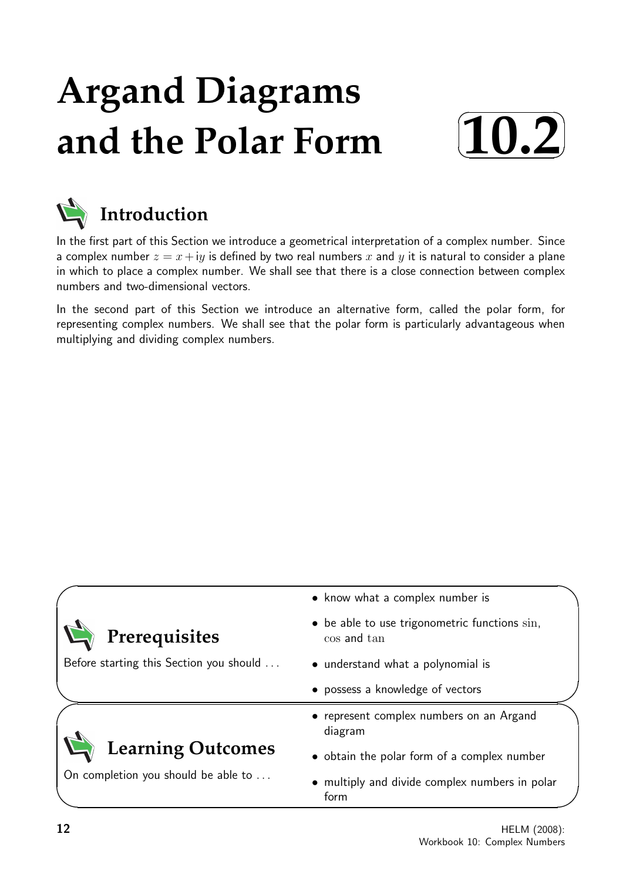# Argand Diagrams and the Polar Form

**10.2**

## Introduction

In the first part of this Section we introduce a geometrical interpretation of a complex number. Since a complex number $z = x + \text{i}y$ is defined by two real numbers $x$ and $y$ it is natural to consider a plane in which to place a complex number. We shall see that there is a close connection between complex numbers and two-dimensional vectors.

In the second part of this Section we introduce an alternative form, called the polar form, for representing complex numbers. We shall see that the polar form is particularly advantageous when multiplying and dividing complex numbers.

## Prerequisites

Before starting this Section you should ...

- know what a complex number is
- be able to use trigonometric functions $\sin$, $\cos$ and $\tan$
- understand what a polynomial is
- possess a knowledge of vectors

## Learning Outcomes

On completion you should be able to ...

- represent complex numbers on an Argand diagram
- obtain the polar form of a complex number
- multiply and divide complex numbers in polar form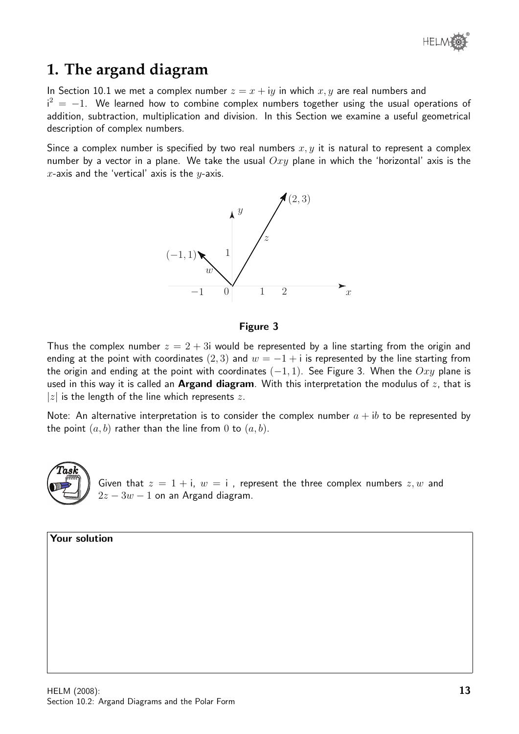# 1. The argand diagram

In Section 10.1 we met a complex number $z = x + \mathrm{i}y$ in which $x, y$ are real numbers and $\mathrm{i}^2 = -1$. We learned how to combine complex numbers together using the usual operations of addition, subtraction, multiplication and division. In this Section we examine a useful geometrical description of complex numbers.

Since a complex number is specified by two real numbers $x, y$ it is natural to represent a complex number by a vector in a plane. We take the usual $Oxy$ plane in which the 'horizontal' axis is the $x$-axis and the 'vertical' axis is the $y$-axis.

**Figure 3**

Thus the complex number $z = 2 + 3\mathrm{i}$ would be represented by a line starting from the origin and ending at the point with coordinates $(2, 3)$ and $w = -1 + \mathrm{i}$ is represented by the line starting from the origin and ending at the point with coordinates $(-1, 1)$. See Figure 3. When the $Oxy$ plane is used in this way it is called an **Argand diagram**. With this interpretation the modulus of $z$, that is $|z|$ is the length of the line which represents $z$.

Note: An alternative interpretation is to consider the complex number $a + \mathrm{i}b$ to be represented by the point $(a, b)$ rather than the line from 0 to $(a, b)$.

**Task**

Given that $z = 1 + \mathrm{i}$, $w = \mathrm{i}$ , represent the three complex numbers $z, w$ and $2z - 3w - 1$ on an Argand diagram.

**Your solution**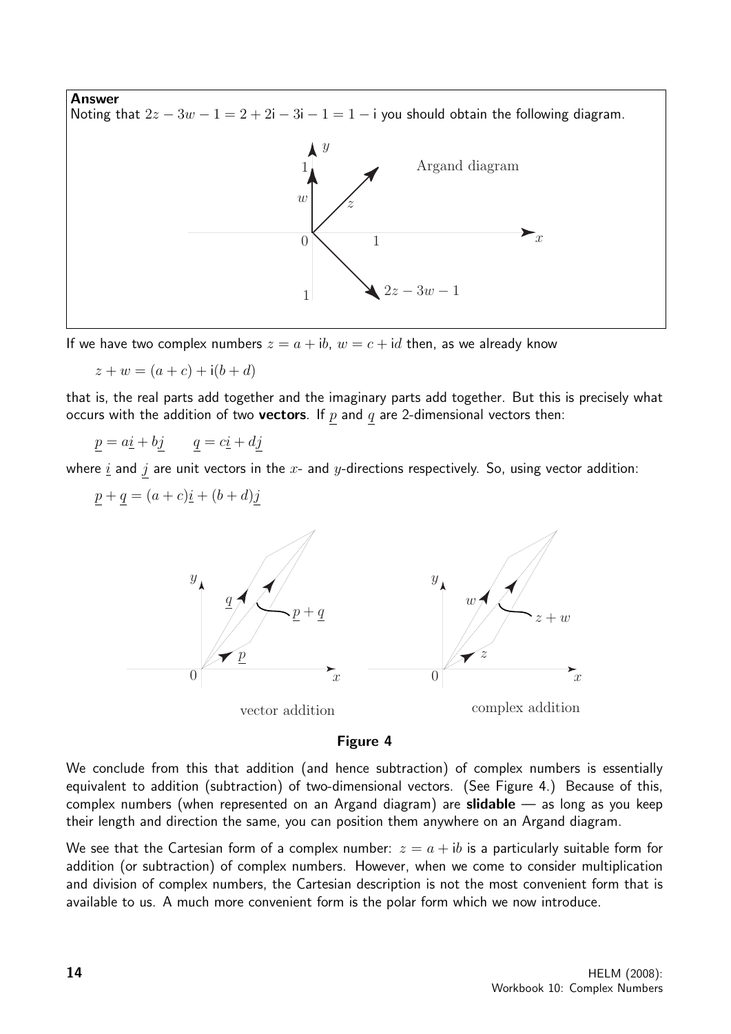**Answer**

Noting that $2z - 3w - 1 = 2 + 2\text{i} - 3\text{i} - 1 = 1 - \text{i}$ you should obtain the following diagram.

If we have two complex numbers $z = a + \text{i}b$, $w = c + \text{i}d$ then, as we already know

$$z + w = (a + c) + \text{i}(b + d)$$

that is, the real parts add together and the imaginary parts add together. But this is precisely what occurs with the addition of two **vectors**. If $\underline{p}$ and $\underline{q}$ are 2-dimensional vectors then:

$$\underline{p} = a\underline{i} + b\underline{j} \qquad \underline{q} = c\underline{i} + d\underline{j}$$

where $\underline{i}$ and $\underline{j}$ are unit vectors in the $x$- and $y$-directions respectively. So, using vector addition:

$$\underline{p} + \underline{q} = (a + c)\underline{i} + (b + d)\underline{j}$$

vector addition　　complex addition

**Figure 4**

We conclude from this that addition (and hence subtraction) of complex numbers is essentially equivalent to addition (subtraction) of two-dimensional vectors. (See Figure 4.) Because of this, complex numbers (when represented on an Argand diagram) are **slidable** — as long as you keep their length and direction the same, you can position them anywhere on an Argand diagram.

We see that the Cartesian form of a complex number: $z = a + \text{i}b$ is a particularly suitable form for addition (or subtraction) of complex numbers. However, when we come to consider multiplication and division of complex numbers, the Cartesian description is not the most convenient form that is available to us. A much more convenient form is the polar form which we now introduce.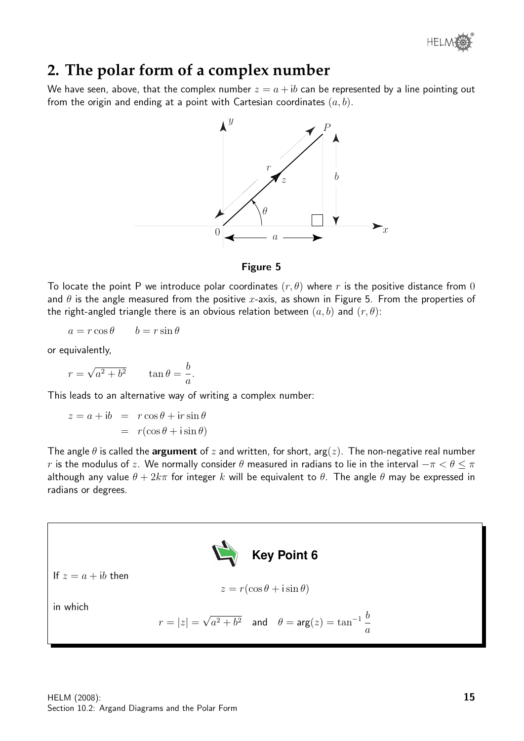## 2. The polar form of a complex number

We have seen, above, that the complex number $z = a + \text{i}b$ can be represented by a line pointing out from the origin and ending at a point with Cartesian coordinates $(a, b)$.

**Figure 5**

To locate the point P we introduce polar coordinates $(r, \theta)$ where $r$ is the positive distance from $0$ and $\theta$ is the angle measured from the positive $x$-axis, as shown in Figure 5. From the properties of the right-angled triangle there is an obvious relation between $(a, b)$ and $(r, \theta)$:

$$a = r\cos\theta \qquad b = r\sin\theta$$

or equivalently,

$$r = \sqrt{a^2 + b^2} \qquad \tan\theta = \frac{b}{a}.$$

This leads to an alternative way of writing a complex number:

$$\begin{aligned} z = a + \text{i}b &= r\cos\theta + \text{i}r\sin\theta \\ &= r(\cos\theta + \text{i}\sin\theta) \end{aligned}$$

The angle $\theta$ is called the **argument** of $z$ and written, for short, $\arg(z)$. The non-negative real number $r$ is the modulus of $z$. We normally consider $\theta$ measured in radians to lie in the interval $-\pi < \theta \leq \pi$ although any value $\theta + 2k\pi$ for integer $k$ will be equivalent to $\theta$. The angle $\theta$ may be expressed in radians or degrees.

> **Key Point 6**
>
> If $z = a + \text{i}b$ then
>
> $$z = r(\cos\theta + \text{i}\sin\theta)$$
>
> in which
>
> $$r = |z| = \sqrt{a^2 + b^2} \quad \text{and} \quad \theta = \arg(z) = \tan^{-1}\frac{b}{a}$$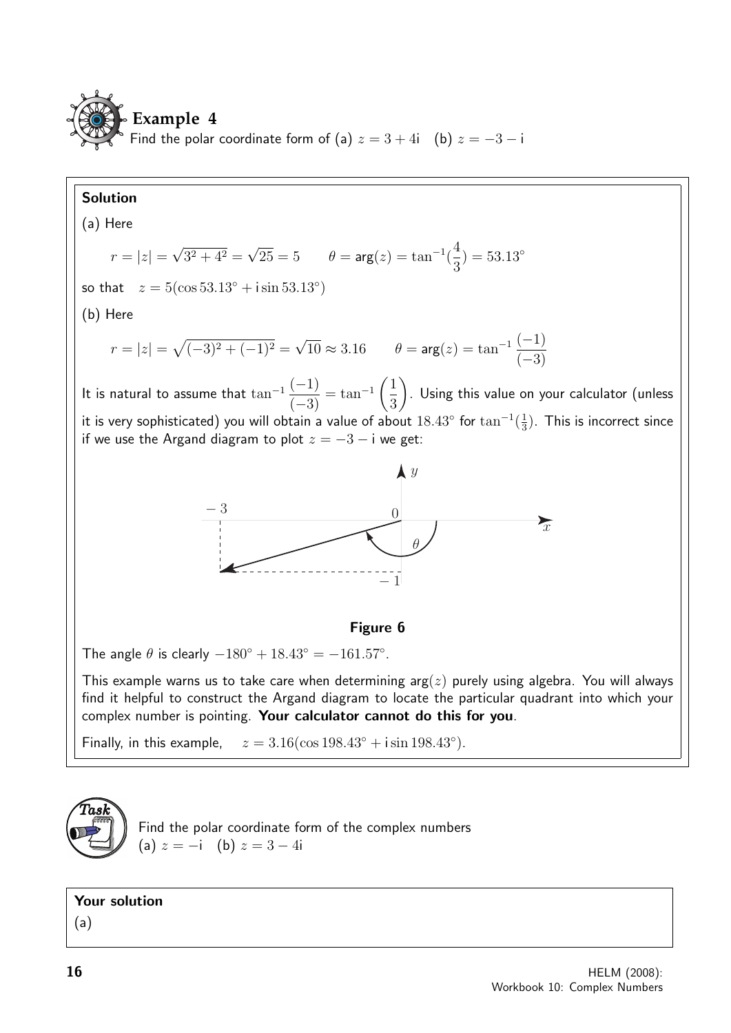## Example 4

Find the polar coordinate form of (a) $z = 3 + 4\mathrm{i}$ (b) $z = -3 - \mathrm{i}$

**Solution**

(a) Here

$$r = |z| = \sqrt{3^2 + 4^2} = \sqrt{25} = 5 \qquad \theta = \arg(z) = \tan^{-1}(\frac{4}{3}) = 53.13^\circ$$

so that $\quad z = 5(\cos 53.13^\circ + \mathrm{i}\sin 53.13^\circ)$

(b) Here

$$r = |z| = \sqrt{(-3)^2 + (-1)^2} = \sqrt{10} \approx 3.16 \qquad \theta = \arg(z) = \tan^{-1}\frac{(-1)}{(-3)}$$

It is natural to assume that $\tan^{-1}\dfrac{(-1)}{(-3)} = \tan^{-1}\left(\dfrac{1}{3}\right)$. Using this value on your calculator (unless it is very sophisticated) you will obtain a value of about $18.43^\circ$ for $\tan^{-1}(\frac{1}{3})$. This is incorrect since if we use the Argand diagram to plot $z = -3 - \mathrm{i}$ we get:

**Figure 6**

The angle $\theta$ is clearly $-180^\circ + 18.43^\circ = -161.57^\circ$.

This example warns us to take care when determining $\arg(z)$ purely using algebra. You will always find it helpful to construct the Argand diagram to locate the particular quadrant into which your complex number is pointing. **Your calculator cannot do this for you**.

Finally, in this example, $\quad z = 3.16(\cos 198.43^\circ + \mathrm{i}\sin 198.43^\circ)$.

**Task**

Find the polar coordinate form of the complex numbers
(a) $z = -\mathrm{i}$ (b) $z = 3 - 4\mathrm{i}$

**Your solution**

(a)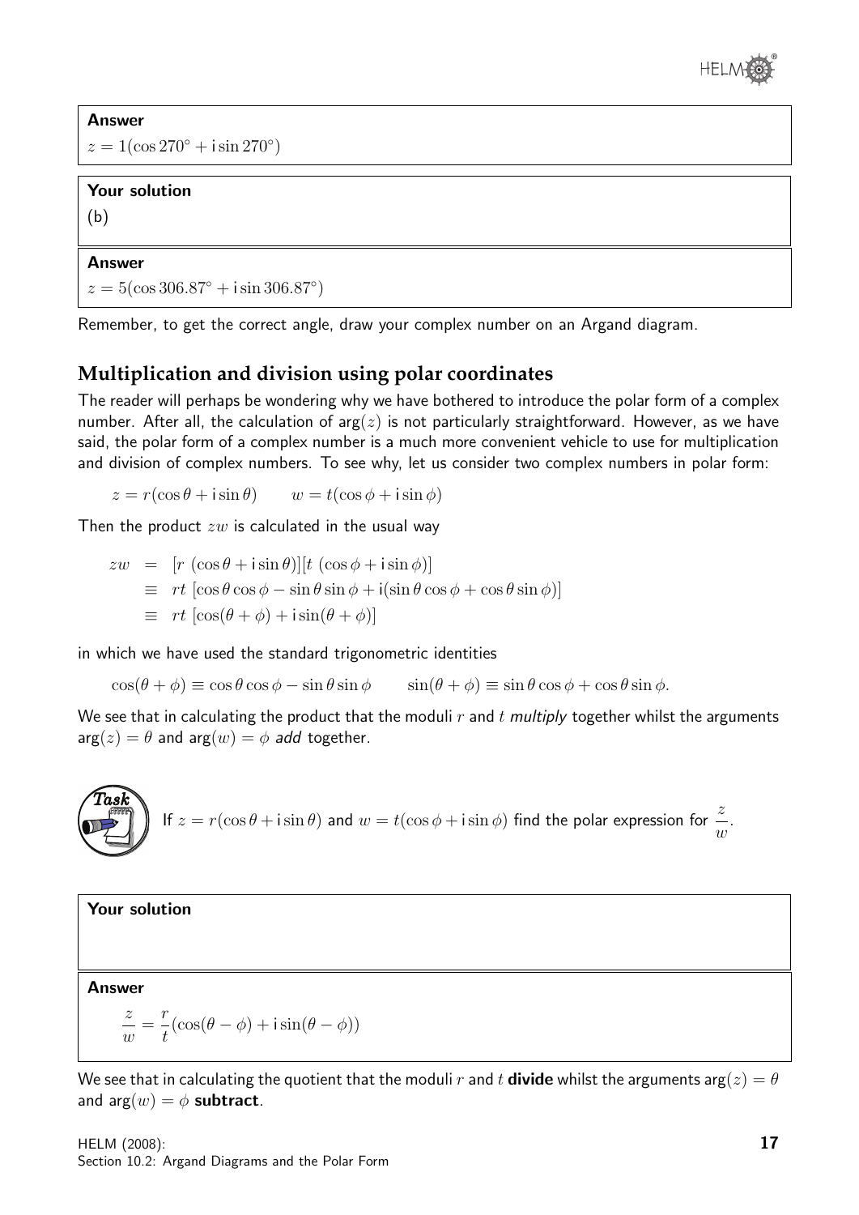**Answer**

$z = 1(\cos 270^\circ + \mathrm{i}\sin 270^\circ)$

**Your solution**

(b)

**Answer**

$z = 5(\cos 306.87^\circ + \mathrm{i}\sin 306.87^\circ)$

Remember, to get the correct angle, draw your complex number on an Argand diagram.

## Multiplication and division using polar coordinates

The reader will perhaps be wondering why we have bothered to introduce the polar form of a complex number. After all, the calculation of $\arg(z)$ is not particularly straightforward. However, as we have said, the polar form of a complex number is a much more convenient vehicle to use for multiplication and division of complex numbers. To see why, let us consider two complex numbers in polar form:

$$z = r(\cos\theta + \mathrm{i}\sin\theta) \qquad w = t(\cos\phi + \mathrm{i}\sin\phi)$$

Then the product $zw$ is calculated in the usual way

$$\begin{aligned} zw &= [r\ (\cos\theta + \mathrm{i}\sin\theta)][t\ (\cos\phi + \mathrm{i}\sin\phi)] \\ &\equiv rt\ [\cos\theta\cos\phi - \sin\theta\sin\phi + \mathrm{i}(\sin\theta\cos\phi + \cos\theta\sin\phi)] \\ &\equiv rt\ [\cos(\theta+\phi) + \mathrm{i}\sin(\theta+\phi)] \end{aligned}$$

in which we have used the standard trigonometric identities

$$\cos(\theta+\phi) \equiv \cos\theta\cos\phi - \sin\theta\sin\phi \qquad \sin(\theta+\phi) \equiv \sin\theta\cos\phi + \cos\theta\sin\phi.$$

We see that in calculating the product that the moduli $r$ and $t$ *multiply* together whilst the arguments $\arg(z) = \theta$ and $\arg(w) = \phi$ *add* together.

**Task**

If $z = r(\cos\theta + \mathrm{i}\sin\theta)$ and $w = t(\cos\phi + \mathrm{i}\sin\phi)$ find the polar expression for $\dfrac{z}{w}$.

**Your solution**

**Answer**

$$\frac{z}{w} = \frac{r}{t}(\cos(\theta-\phi) + \mathrm{i}\sin(\theta-\phi))$$

We see that in calculating the quotient that the moduli $r$ and $t$ **divide** whilst the arguments $\arg(z) = \theta$ and $\arg(w) = \phi$ **subtract**.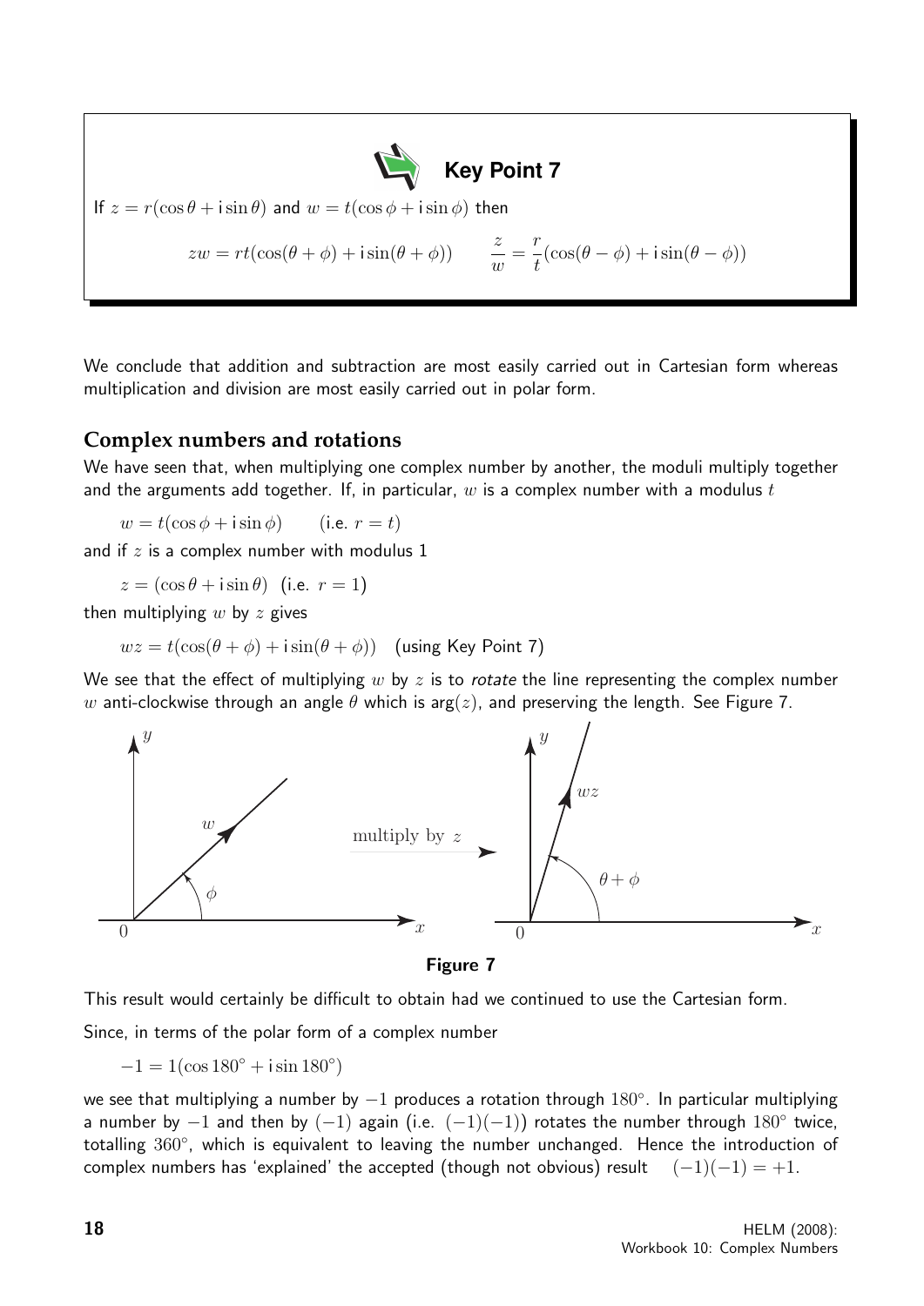**Key Point 7**

If $z = r(\cos\theta + \mathrm{i}\sin\theta)$ and $w = t(\cos\phi + \mathrm{i}\sin\phi)$ then

$$zw = rt(\cos(\theta+\phi) + \mathrm{i}\sin(\theta+\phi)) \qquad \frac{z}{w} = \frac{r}{t}(\cos(\theta-\phi) + \mathrm{i}\sin(\theta-\phi))$$

We conclude that addition and subtraction are most easily carried out in Cartesian form whereas multiplication and division are most easily carried out in polar form.

## Complex numbers and rotations

We have seen that, when multiplying one complex number by another, the moduli multiply together and the arguments add together. If, in particular, $w$ is a complex number with a modulus $t$

$$w = t(\cos\phi + \mathrm{i}\sin\phi) \qquad \text{(i.e. } r = t\text{)}$$

and if $z$ is a complex number with modulus 1

$$z = (\cos\theta + \mathrm{i}\sin\theta) \quad \text{(i.e. } r = 1\text{)}$$

then multiplying $w$ by $z$ gives

$$wz = t(\cos(\theta+\phi) + \mathrm{i}\sin(\theta+\phi)) \quad \text{(using Key Point 7)}$$

We see that the effect of multiplying $w$ by $z$ is to *rotate* the line representing the complex number $w$ anti-clockwise through an angle $\theta$ which is $\arg(z)$, and preserving the length. See Figure 7.

**Figure 7**

This result would certainly be difficult to obtain had we continued to use the Cartesian form.

Since, in terms of the polar form of a complex number

$$-1 = 1(\cos 180^\circ + \mathrm{i}\sin 180^\circ)$$

we see that multiplying a number by $-1$ produces a rotation through $180^\circ$. In particular multiplying a number by $-1$ and then by $(-1)$ again (i.e. $(-1)(-1)$) rotates the number through $180^\circ$ twice, totalling $360^\circ$, which is equivalent to leaving the number unchanged. Hence the introduction of complex numbers has 'explained' the accepted (though not obvious) result $(-1)(-1) = +1$.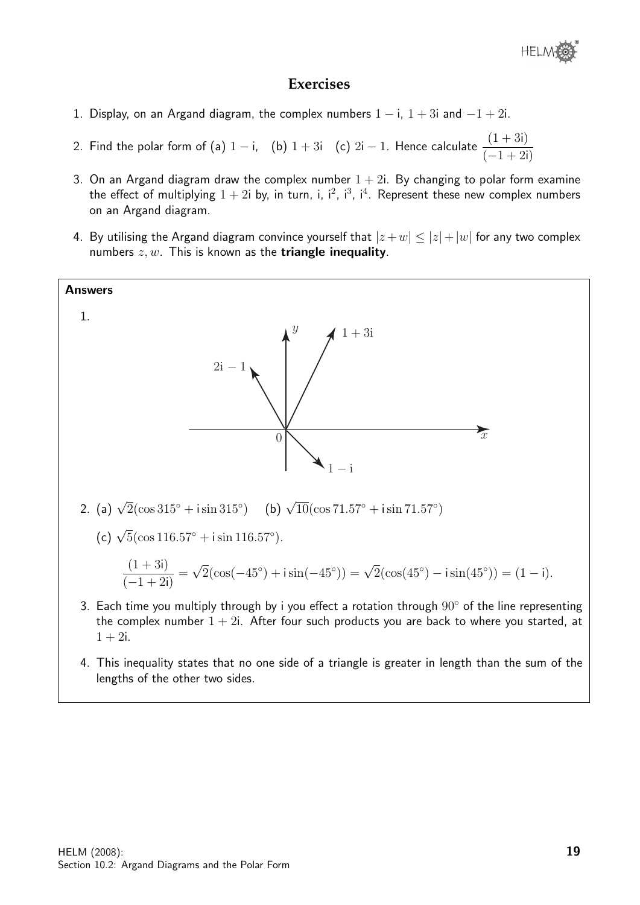## Exercises

1. Display, on an Argand diagram, the complex numbers $1 - \mathrm{i}$, $1 + 3\mathrm{i}$ and $-1 + 2\mathrm{i}$.

2. Find the polar form of (a) $1 - \mathrm{i}$, (b) $1 + 3\mathrm{i}$ (c) $2\mathrm{i} - 1$. Hence calculate $\dfrac{(1+3\mathrm{i})}{(-1+2\mathrm{i})}$

3. On an Argand diagram draw the complex number $1 + 2\mathrm{i}$. By changing to polar form examine the effect of multiplying $1 + 2\mathrm{i}$ by, in turn, $\mathrm{i}$, $\mathrm{i}^2$, $\mathrm{i}^3$, $\mathrm{i}^4$. Represent these new complex numbers on an Argand diagram.

4. By utilising the Argand diagram convince yourself that $|z + w| \leq |z| + |w|$ for any two complex numbers $z, w$. This is known as the **triangle inequality**.

**Answers**

1.

$y$

$1 + 3\mathrm{i}$

$2\mathrm{i} - 1$

$0$

$x$

$1 - \mathrm{i}$

2. (a) $\sqrt{2}(\cos 315^\circ + \mathrm{i}\sin 315^\circ)$ (b) $\sqrt{10}(\cos 71.57^\circ + \mathrm{i}\sin 71.57^\circ)$

   (c) $\sqrt{5}(\cos 116.57^\circ + \mathrm{i}\sin 116.57^\circ)$.

$$\frac{(1+3\mathrm{i})}{(-1+2\mathrm{i})} = \sqrt{2}(\cos(-45^\circ) + \mathrm{i}\sin(-45^\circ)) = \sqrt{2}(\cos(45^\circ) - \mathrm{i}\sin(45^\circ)) = (1 - \mathrm{i}).$$

3. Each time you multiply through by $\mathrm{i}$ you effect a rotation through $90^\circ$ of the line representing the complex number $1 + 2\mathrm{i}$. After four such products you are back to where you started, at $1 + 2\mathrm{i}$.

4. This inequality states that no one side of a triangle is greater in length than the sum of the lengths of the other two sides.